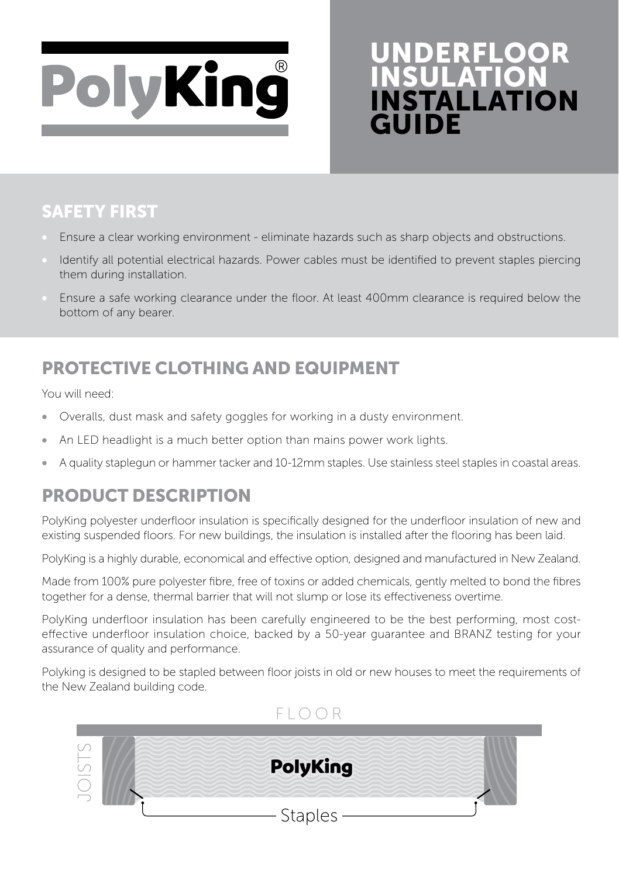PolyKing®

# UNDERFLOOR INSULATION INSTALLATION GUIDE

## SAFETY FIRST

- Ensure a clear working environment - eliminate hazards such as sharp objects and obstructions.
- Identify all potential electrical hazards. Power cables must be identified to prevent staples piercing them during installation.
- Ensure a safe working clearance under the floor. At least 400mm clearance is required below the bottom of any bearer.

## PROTECTIVE CLOTHING AND EQUIPMENT

You will need:

- Overalls, dust mask and safety goggles for working in a dusty environment.
- An LED headlight is a much better option than mains power work lights.
- A quality staplegun or hammer tacker and 10-12mm staples. Use stainless steel staples in coastal areas.

## PRODUCT DESCRIPTION

PolyKing polyester underfloor insulation is specifically designed for the underfloor insulation of new and existing suspended floors. For new buildings, the insulation is installed after the flooring has been laid.

PolyKing is a highly durable, economical and effective option, designed and manufactured in New Zealand.

Made from 100% pure polyester fibre, free of toxins or added chemicals, gently melted to bond the fibres together for a dense, thermal barrier that will not slump or lose its effectiveness overtime.

PolyKing underfloor insulation has been carefully engineered to be the best performing, most cost-effective underfloor insulation choice, backed by a 50-year guarantee and BRANZ testing for your assurance of quality and performance.

Polyking is designed to be stapled between floor joists in old or new houses to meet the requirements of the New Zealand building code.

FLOOR

JOISTS

PolyKing

Staples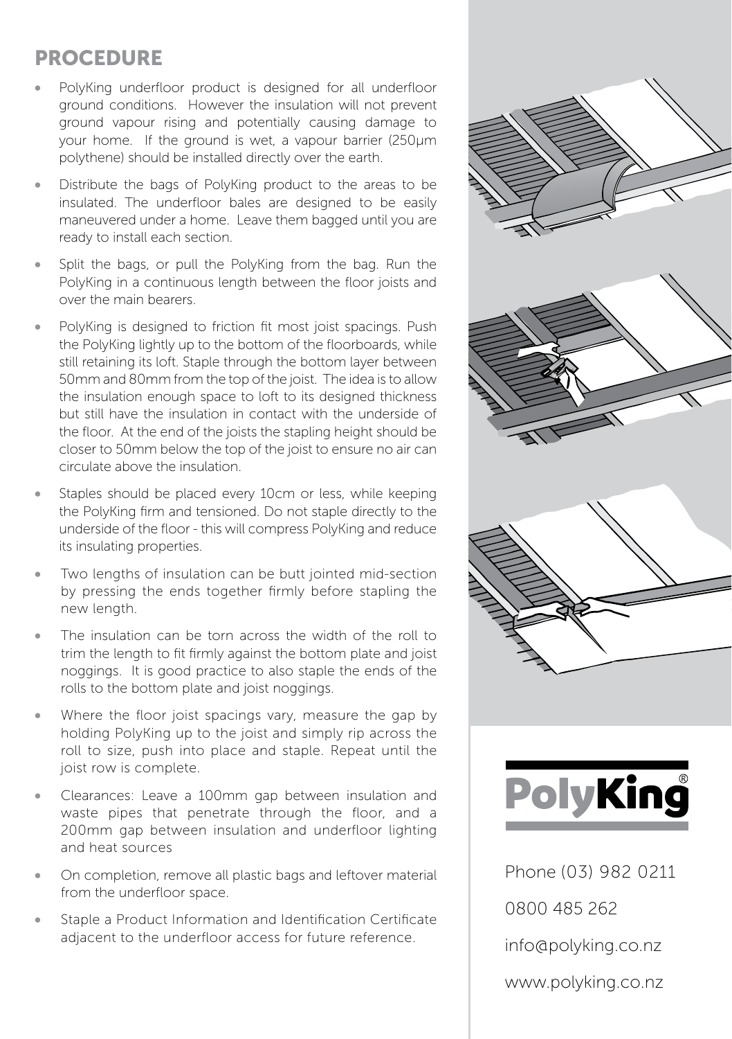## PROCEDURE

- PolyKing underfloor product is designed for all underfloor ground conditions. However the insulation will not prevent ground vapour rising and potentially causing damage to your home. If the ground is wet, a vapour barrier (250μm polythene) should be installed directly over the earth.
- Distribute the bags of PolyKing product to the areas to be insulated. The underfloor bales are designed to be easily maneuvered under a home. Leave them bagged until you are ready to install each section.
- Split the bags, or pull the PolyKing from the bag. Run the PolyKing in a continuous length between the floor joists and over the main bearers.
- PolyKing is designed to friction fit most joist spacings. Push the PolyKing lightly up to the bottom of the floorboards, while still retaining its loft. Staple through the bottom layer between 50mm and 80mm from the top of the joist. The idea is to allow the insulation enough space to loft to its designed thickness but still have the insulation in contact with the underside of the floor. At the end of the joists the stapling height should be closer to 50mm below the top of the joist to ensure no air can circulate above the insulation.
- Staples should be placed every 10cm or less, while keeping the PolyKing firm and tensioned. Do not staple directly to the underside of the floor - this will compress PolyKing and reduce its insulating properties.
- Two lengths of insulation can be butt jointed mid-section by pressing the ends together firmly before stapling the new length.
- The insulation can be torn across the width of the roll to trim the length to fit firmly against the bottom plate and joist noggings. It is good practice to also staple the ends of the rolls to the bottom plate and joist noggings.
- Where the floor joist spacings vary, measure the gap by holding PolyKing up to the joist and simply rip across the roll to size, push into place and staple. Repeat until the joist row is complete.
- Clearances: Leave a 100mm gap between insulation and waste pipes that penetrate through the floor, and a 200mm gap between insulation and underfloor lighting and heat sources
- On completion, remove all plastic bags and leftover material from the underfloor space.
- Staple a Product Information and Identification Certificate adjacent to the underfloor access for future reference.

PolyKing®

Phone (03) 982 0211

0800 485 262

info@polyking.co.nz

www.polyking.co.nz